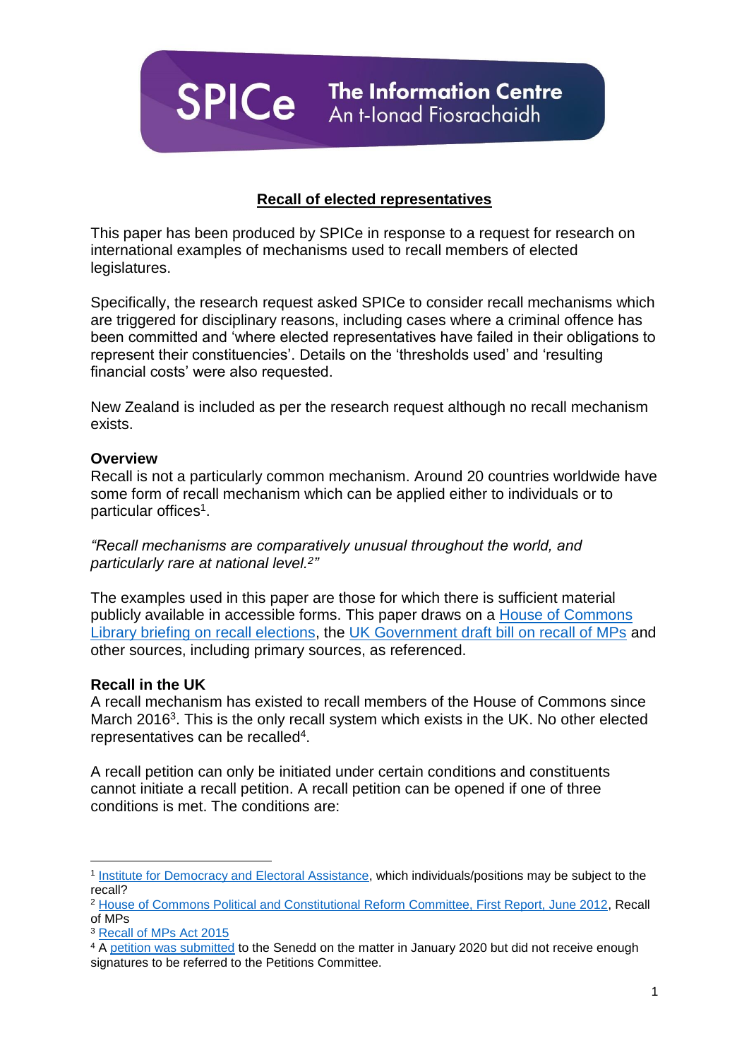SPICe The Information Centre
An t-Ionad Fiosrachaidh

## Recall of elected representatives

This paper has been produced by SPICe in response to a request for research on international examples of mechanisms used to recall members of elected legislatures.

Specifically, the research request asked SPICe to consider recall mechanisms which are triggered for disciplinary reasons, including cases where a criminal offence has been committed and 'where elected representatives have failed in their obligations to represent their constituencies'. Details on the 'thresholds used' and 'resulting financial costs' were also requested.

New Zealand is included as per the research request although no recall mechanism exists.

**Overview**

Recall is not a particularly common mechanism. Around 20 countries worldwide have some form of recall mechanism which can be applied either to individuals or to particular offices[1].

*"Recall mechanisms are comparatively unusual throughout the world, and particularly rare at national level.[2]"*

The examples used in this paper are those for which there is sufficient material publicly available in accessible forms. This paper draws on a House of Commons Library briefing on recall elections, the UK Government draft bill on recall of MPs and other sources, including primary sources, as referenced.

**Recall in the UK**

A recall mechanism has existed to recall members of the House of Commons since March 2016[3]. This is the only recall system which exists in the UK. No other elected representatives can be recalled[4].

A recall petition can only be initiated under certain conditions and constituents cannot initiate a recall petition. A recall petition can be opened if one of three conditions is met. The conditions are:

---

[1] Institute for Democracy and Electoral Assistance, which individuals/positions may be subject to the recall?

[2] House of Commons Political and Constitutional Reform Committee, First Report, June 2012, Recall of MPs

[3] Recall of MPs Act 2015

[4] A petition was submitted to the Senedd on the matter in January 2020 but did not receive enough signatures to be referred to the Petitions Committee.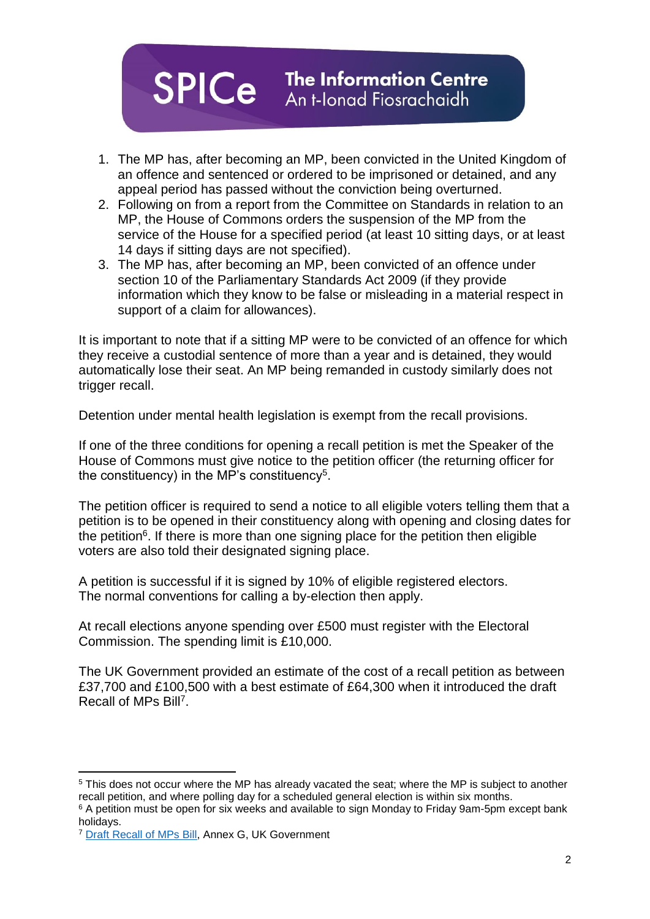1. The MP has, after becoming an MP, been convicted in the United Kingdom of an offence and sentenced or ordered to be imprisoned or detained, and any appeal period has passed without the conviction being overturned.
2. Following on from a report from the Committee on Standards in relation to an MP, the House of Commons orders the suspension of the MP from the service of the House for a specified period (at least 10 sitting days, or at least 14 days if sitting days are not specified).
3. The MP has, after becoming an MP, been convicted of an offence under section 10 of the Parliamentary Standards Act 2009 (if they provide information which they know to be false or misleading in a material respect in support of a claim for allowances).

It is important to note that if a sitting MP were to be convicted of an offence for which they receive a custodial sentence of more than a year and is detained, they would automatically lose their seat. An MP being remanded in custody similarly does not trigger recall.

Detention under mental health legislation is exempt from the recall provisions.

If one of the three conditions for opening a recall petition is met the Speaker of the House of Commons must give notice to the petition officer (the returning officer for the constituency) in the MP's constituency[5].

The petition officer is required to send a notice to all eligible voters telling them that a petition is to be opened in their constituency along with opening and closing dates for the petition[6]. If there is more than one signing place for the petition then eligible voters are also told their designated signing place.

A petition is successful if it is signed by 10% of eligible registered electors. The normal conventions for calling a by-election then apply.

At recall elections anyone spending over £500 must register with the Electoral Commission. The spending limit is £10,000.

The UK Government provided an estimate of the cost of a recall petition as between £37,700 and £100,500 with a best estimate of £64,300 when it introduced the draft Recall of MPs Bill[7].

---

[5] This does not occur where the MP has already vacated the seat; where the MP is subject to another recall petition, and where polling day for a scheduled general election is within six months.

[6] A petition must be open for six weeks and available to sign Monday to Friday 9am-5pm except bank holidays.

[7] Draft Recall of MPs Bill, Annex G, UK Government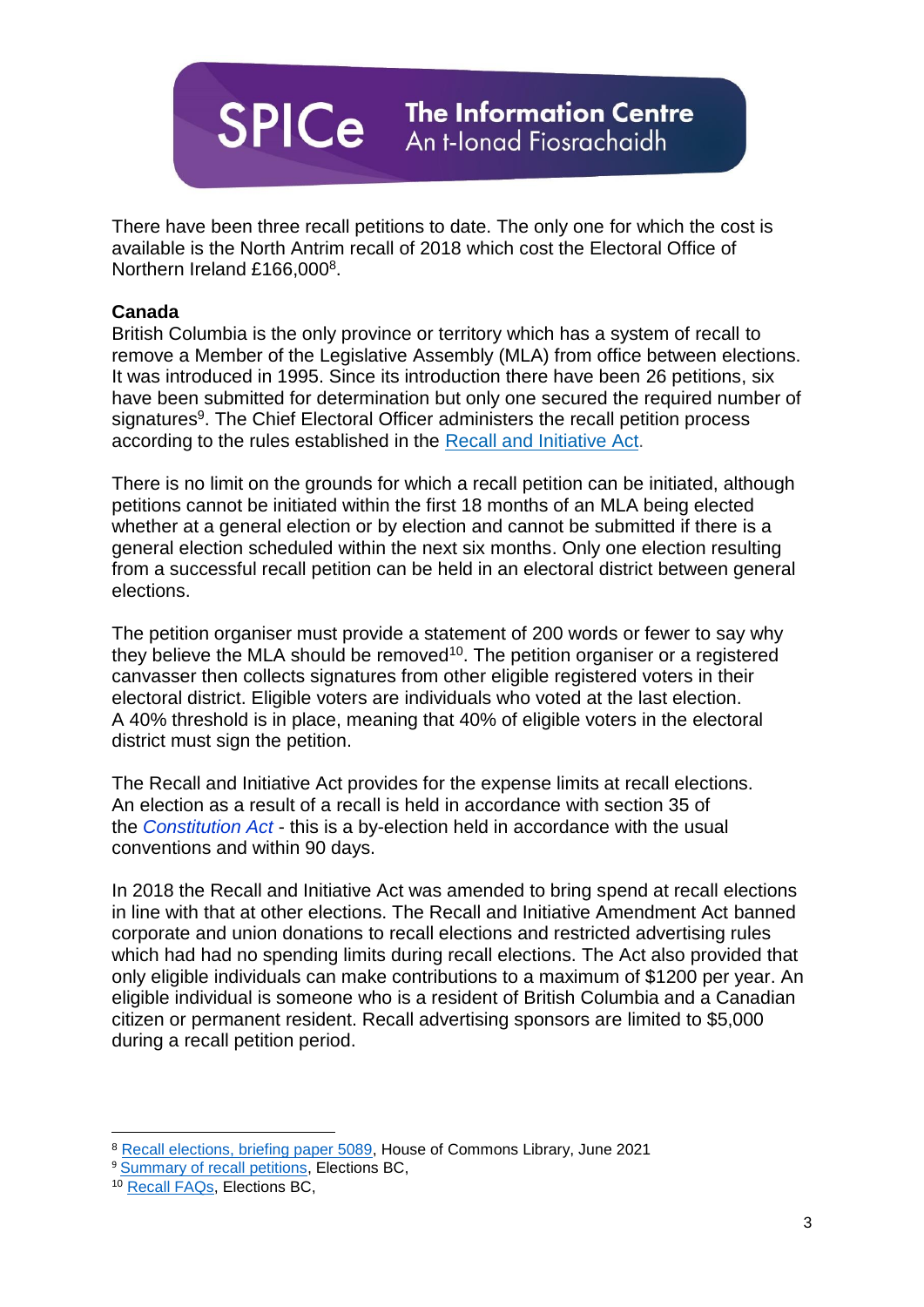There have been three recall petitions to date. The only one for which the cost is available is the North Antrim recall of 2018 which cost the Electoral Office of Northern Ireland £166,000[8].

**Canada**

British Columbia is the only province or territory which has a system of recall to remove a Member of the Legislative Assembly (MLA) from office between elections. It was introduced in 1995. Since its introduction there have been 26 petitions, six have been submitted for determination but only one secured the required number of signatures[9]. The Chief Electoral Officer administers the recall petition process according to the rules established in the [Recall and Initiative Act](#).

There is no limit on the grounds for which a recall petition can be initiated, although petitions cannot be initiated within the first 18 months of an MLA being elected whether at a general election or by election and cannot be submitted if there is a general election scheduled within the next six months. Only one election resulting from a successful recall petition can be held in an electoral district between general elections.

The petition organiser must provide a statement of 200 words or fewer to say why they believe the MLA should be removed[10]. The petition organiser or a registered canvasser then collects signatures from other eligible registered voters in their electoral district. Eligible voters are individuals who voted at the last election. A 40% threshold is in place, meaning that 40% of eligible voters in the electoral district must sign the petition.

The Recall and Initiative Act provides for the expense limits at recall elections. An election as a result of a recall is held in accordance with section 35 of the *Constitution Act* - this is a by-election held in accordance with the usual conventions and within 90 days.

In 2018 the Recall and Initiative Act was amended to bring spend at recall elections in line with that at other elections. The Recall and Initiative Amendment Act banned corporate and union donations to recall elections and restricted advertising rules which had had no spending limits during recall elections. The Act also provided that only eligible individuals can make contributions to a maximum of $1200 per year. An eligible individual is someone who is a resident of British Columbia and a Canadian citizen or permanent resident. Recall advertising sponsors are limited to $5,000 during a recall petition period.

---

[8] Recall elections, briefing paper 5089, House of Commons Library, June 2021

[9] Summary of recall petitions, Elections BC,

[10] Recall FAQs, Elections BC,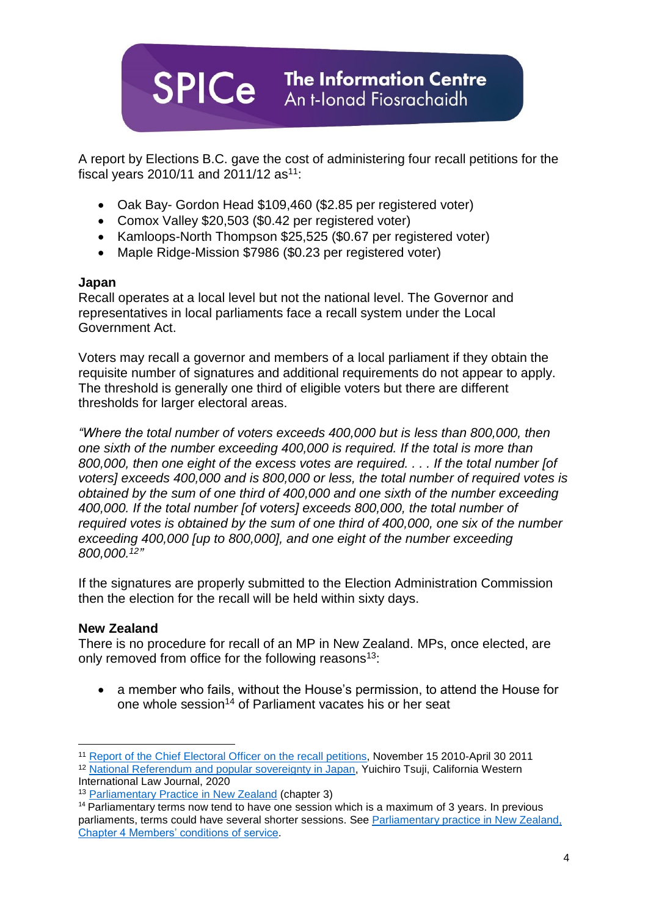A report by Elections B.C. gave the cost of administering four recall petitions for the fiscal years 2010/11 and 2011/12 as[11]:

- Oak Bay- Gordon Head $109,460 ($2.85 per registered voter)
- Comox Valley $20,503 ($0.42 per registered voter)
- Kamloops-North Thompson $25,525 ($0.67 per registered voter)
- Maple Ridge-Mission $7986 ($0.23 per registered voter)

**Japan**

Recall operates at a local level but not the national level. The Governor and representatives in local parliaments face a recall system under the Local Government Act.

Voters may recall a governor and members of a local parliament if they obtain the requisite number of signatures and additional requirements do not appear to apply. The threshold is generally one third of eligible voters but there are different thresholds for larger electoral areas.

*"Where the total number of voters exceeds 400,000 but is less than 800,000, then one sixth of the number exceeding 400,000 is required. If the total is more than 800,000, then one eight of the excess votes are required. . . . If the total number [of voters] exceeds 400,000 and is 800,000 or less, the total number of required votes is obtained by the sum of one third of 400,000 and one sixth of the number exceeding 400,000. If the total number [of voters] exceeds 800,000, the total number of required votes is obtained by the sum of one third of 400,000, one six of the number exceeding 400,000 [up to 800,000], and one eight of the number exceeding 800,000.[12]"*

If the signatures are properly submitted to the Election Administration Commission then the election for the recall will be held within sixty days.

**New Zealand**

There is no procedure for recall of an MP in New Zealand. MPs, once elected, are only removed from office for the following reasons[13]:

- a member who fails, without the House's permission, to attend the House for one whole session[14] of Parliament vacates his or her seat

---

[11] Report of the Chief Electoral Officer on the recall petitions, November 15 2010-April 30 2011

[12] National Referendum and popular sovereignty in Japan, Yuichiro Tsuji, California Western International Law Journal, 2020

[13] Parliamentary Practice in New Zealand (chapter 3)

[14] Parliamentary terms now tend to have one session which is a maximum of 3 years. In previous parliaments, terms could have several shorter sessions. See Parliamentary practice in New Zealand, Chapter 4 Members' conditions of service.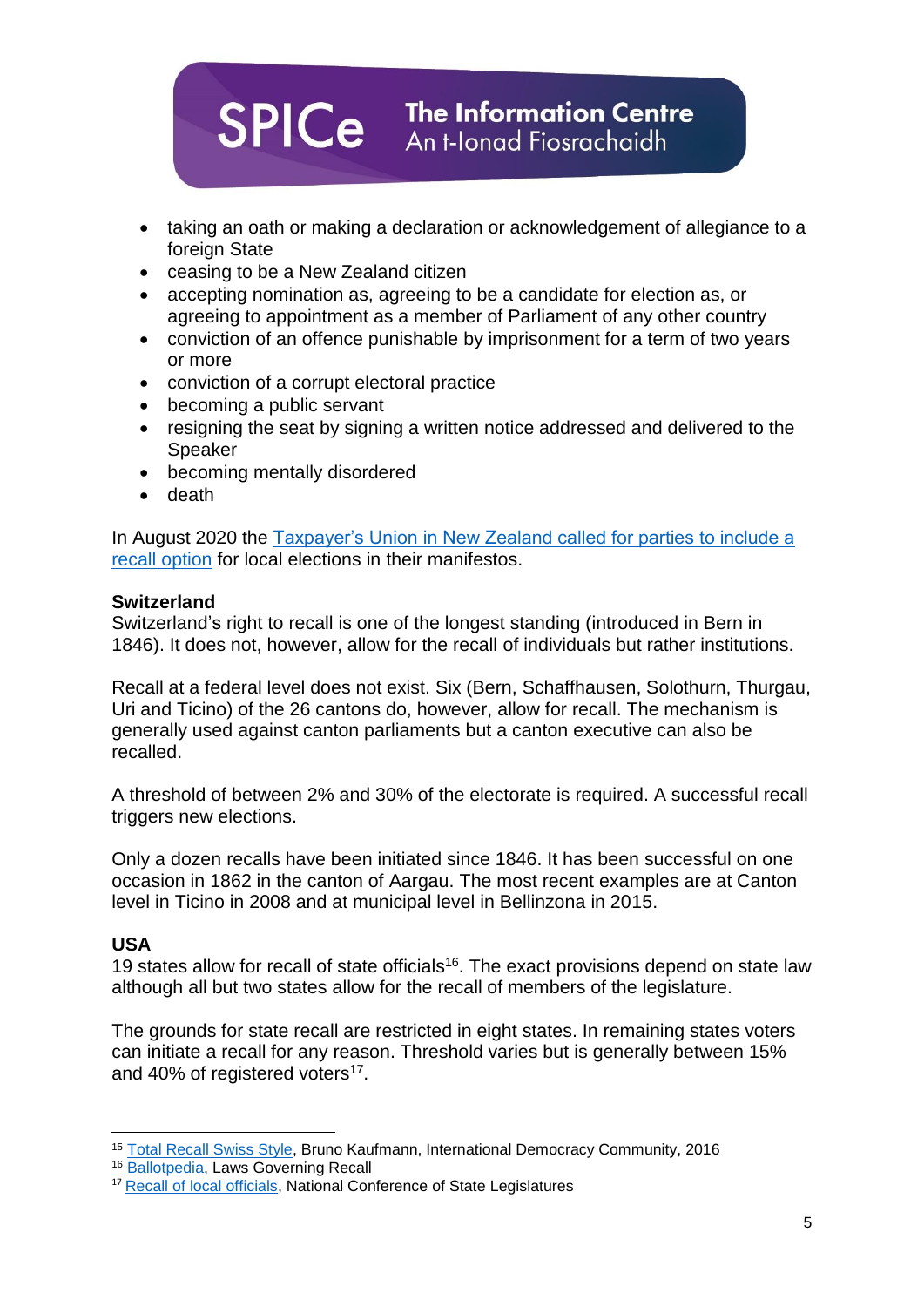- taking an oath or making a declaration or acknowledgement of allegiance to a foreign State
- ceasing to be a New Zealand citizen
- accepting nomination as, agreeing to be a candidate for election as, or agreeing to appointment as a member of Parliament of any other country
- conviction of an offence punishable by imprisonment for a term of two years or more
- conviction of a corrupt electoral practice
- becoming a public servant
- resigning the seat by signing a written notice addressed and delivered to the Speaker
- becoming mentally disordered
- death

In August 2020 the Taxpayer's Union in New Zealand called for parties to include a recall option for local elections in their manifestos.

**Switzerland**

Switzerland's right to recall is one of the longest standing (introduced in Bern in 1846). It does not, however, allow for the recall of individuals but rather institutions.

Recall at a federal level does not exist. Six (Bern, Schaffhausen, Solothurn, Thurgau, Uri and Ticino) of the 26 cantons do, however, allow for recall. The mechanism is generally used against canton parliaments but a canton executive can also be recalled.

A threshold of between 2% and 30% of the electorate is required. A successful recall triggers new elections.

Only a dozen recalls have been initiated since 1846. It has been successful on one occasion in 1862 in the canton of Aargau. The most recent examples are at Canton level in Ticino in 2008 and at municipal level in Bellinzona in 2015.

**USA**

19 states allow for recall of state officials[16]. The exact provisions depend on state law although all but two states allow for the recall of members of the legislature.

The grounds for state recall are restricted in eight states. In remaining states voters can initiate a recall for any reason. Threshold varies but is generally between 15% and 40% of registered voters[17].

---

[15] Total Recall Swiss Style, Bruno Kaufmann, International Democracy Community, 2016

[16] Ballotpedia, Laws Governing Recall

[17] Recall of local officials, National Conference of State Legislatures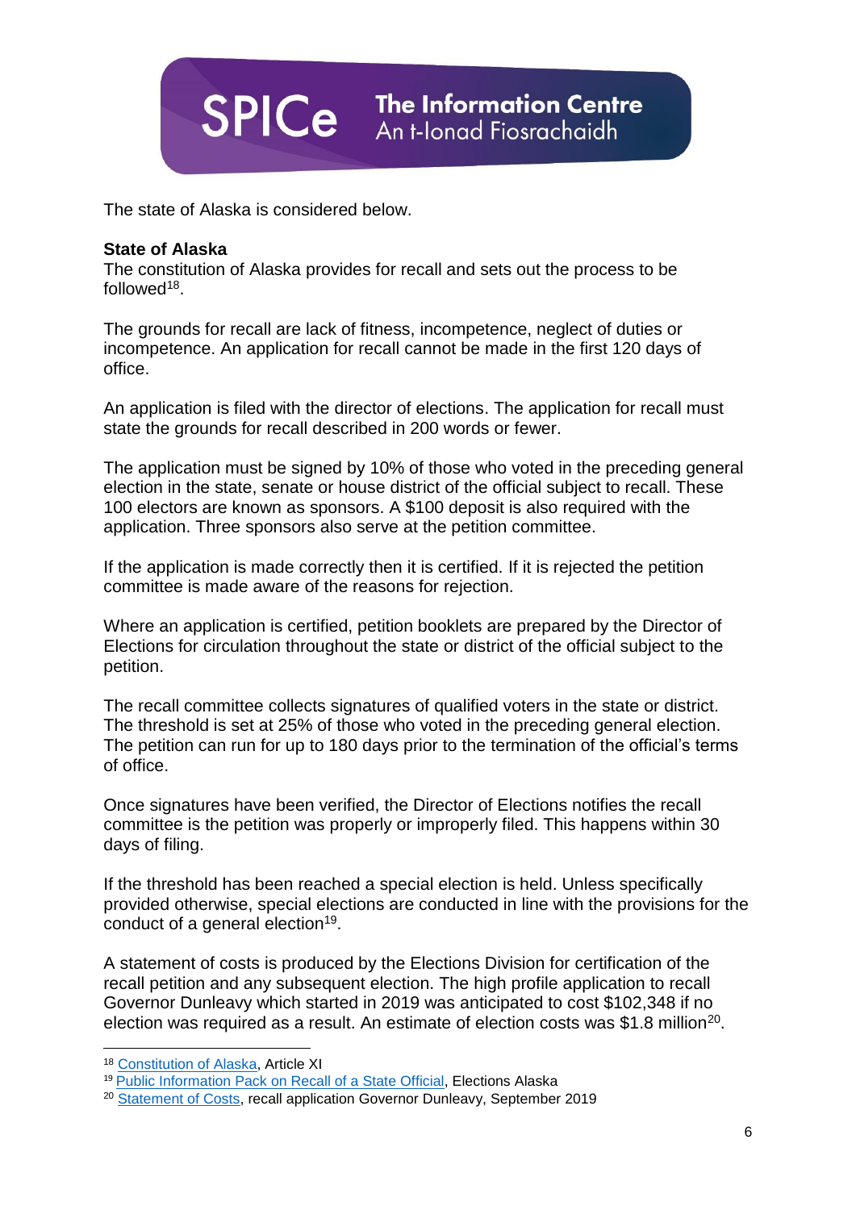The state of Alaska is considered below.

**State of Alaska**
The constitution of Alaska provides for recall and sets out the process to be followed[18].

The grounds for recall are lack of fitness, incompetence, neglect of duties or incompetence. An application for recall cannot be made in the first 120 days of office.

An application is filed with the director of elections. The application for recall must state the grounds for recall described in 200 words or fewer.

The application must be signed by 10% of those who voted in the preceding general election in the state, senate or house district of the official subject to recall. These 100 electors are known as sponsors. A $100 deposit is also required with the application. Three sponsors also serve at the petition committee.

If the application is made correctly then it is certified. If it is rejected the petition committee is made aware of the reasons for rejection.

Where an application is certified, petition booklets are prepared by the Director of Elections for circulation throughout the state or district of the official subject to the petition.

The recall committee collects signatures of qualified voters in the state or district. The threshold is set at 25% of those who voted in the preceding general election. The petition can run for up to 180 days prior to the termination of the official's terms of office.

Once signatures have been verified, the Director of Elections notifies the recall committee is the petition was properly or improperly filed. This happens within 30 days of filing.

If the threshold has been reached a special election is held. Unless specifically provided otherwise, special elections are conducted in line with the provisions for the conduct of a general election[19].

A statement of costs is produced by the Elections Division for certification of the recall petition and any subsequent election. The high profile application to recall Governor Dunleavy which started in 2019 was anticipated to cost $102,348 if no election was required as a result. An estimate of election costs was $1.8 million[20].

---

[18] Constitution of Alaska, Article XI
[19] Public Information Pack on Recall of a State Official, Elections Alaska
[20] Statement of Costs, recall application Governor Dunleavy, September 2019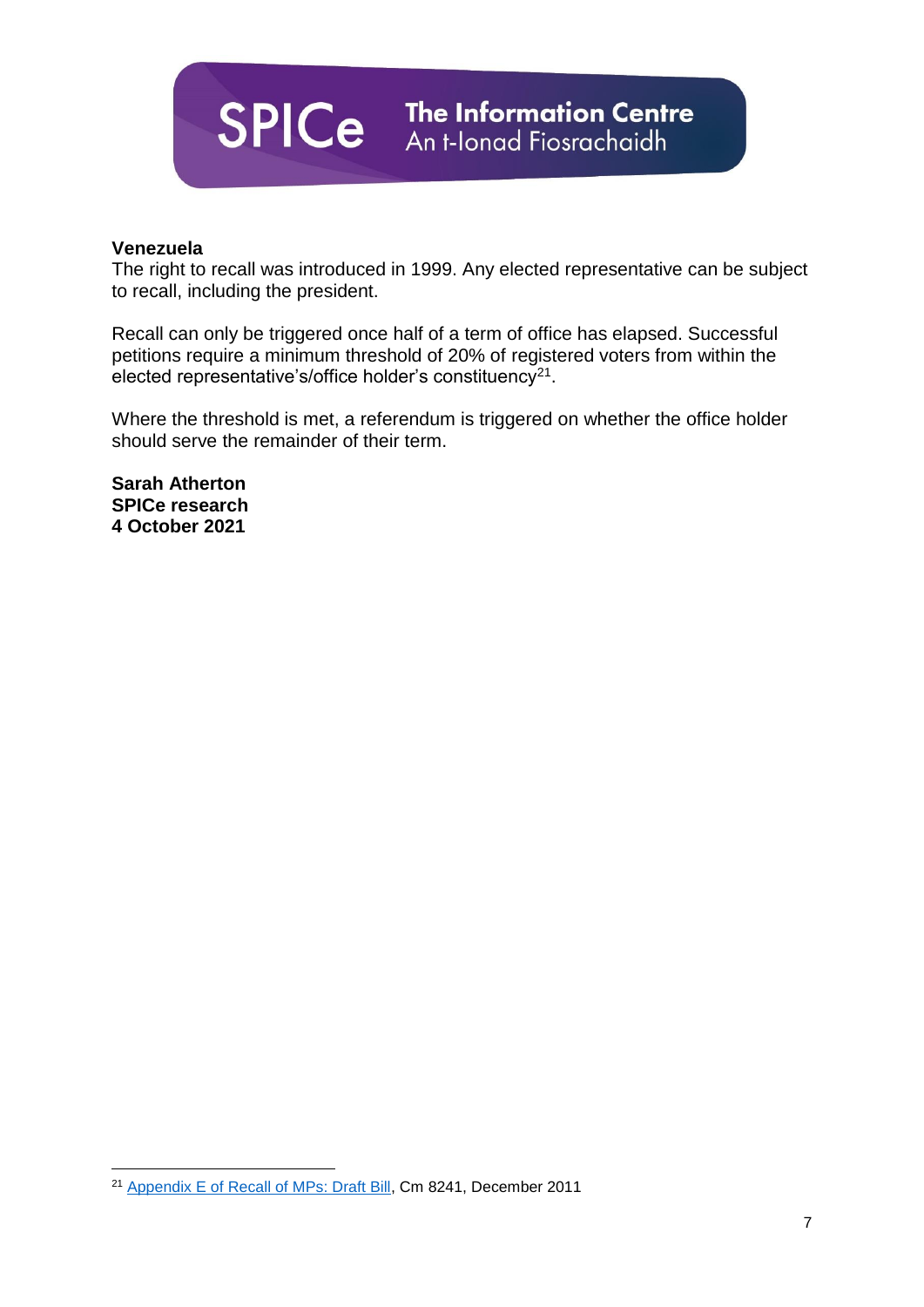**Venezuela**

The right to recall was introduced in 1999. Any elected representative can be subject to recall, including the president.

Recall can only be triggered once half of a term of office has elapsed. Successful petitions require a minimum threshold of 20% of registered voters from within the elected representative's/office holder's constituency[21].

Where the threshold is met, a referendum is triggered on whether the office holder should serve the remainder of their term.

**Sarah Atherton**
**SPICe research**
**4 October 2021**

---

[21] Appendix E of Recall of MPs: Draft Bill, Cm 8241, December 2011